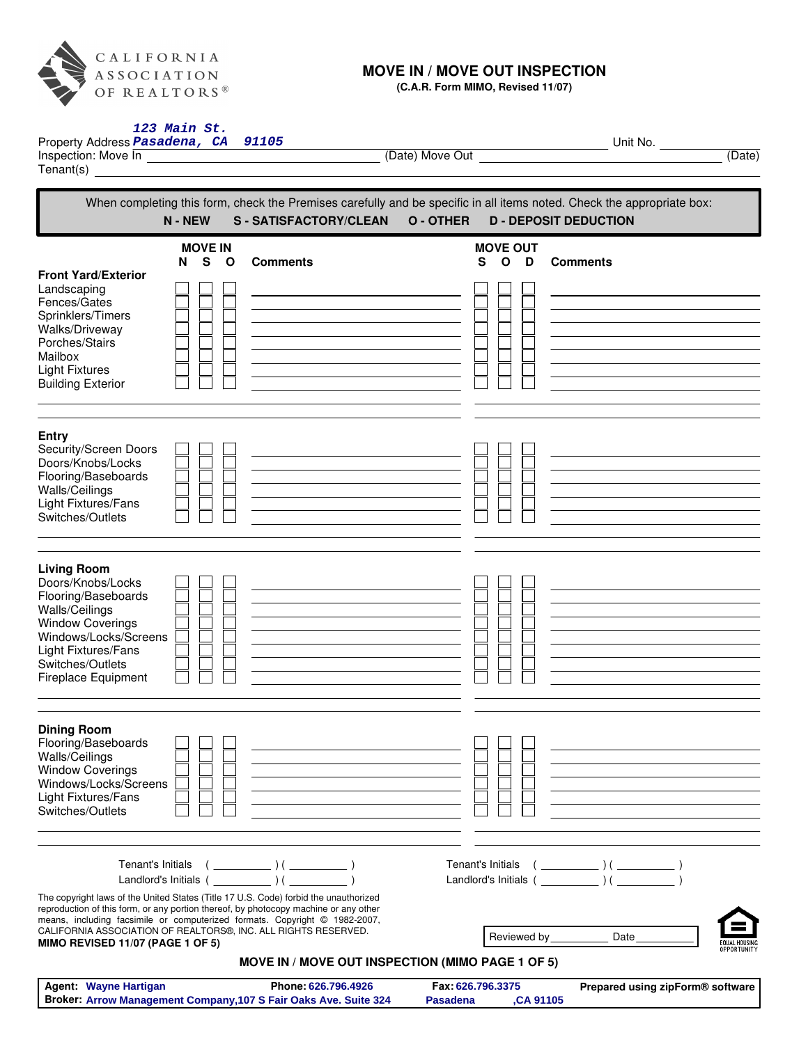CALIFORNIA ASSOCIATION OF REALTORS®

# MOVE IN / MOVE OUT INSPECTION

**(C.A.R. Form MIMO, Revised 11/07)**

Property Address 123 Main St. Pasadena, CA 91105 ____________ Unit No. ________

Inspection: Move In ____________ (Date) Move Out ____________ (Date)

Tenant(s) ____________

When completing this form, check the Premises carefully and be specific in all items noted. Check the appropriate box:

**N - NEW S - SATISFACTORY/CLEAN O - OTHER D - DEPOSIT DEDUCTION**

| | MOVE IN N | S | O | Comments | MOVE OUT S | O | D | Comments |
|---|---|---|---|---|---|---|---|---|
| **Front Yard/Exterior** | | | | | | | | |
| Landscaping | ☐ | ☐ | ☐ | | ☐ | ☐ | ☐ | |
| Fences/Gates | ☐ | ☐ | ☐ | | ☐ | ☐ | ☐ | |
| Sprinklers/Timers | ☐ | ☐ | ☐ | | ☐ | ☐ | ☐ | |
| Walks/Driveway | ☐ | ☐ | ☐ | | ☐ | ☐ | ☐ | |
| Porches/Stairs | ☐ | ☐ | ☐ | | ☐ | ☐ | ☐ | |
| Mailbox | ☐ | ☐ | ☐ | | ☐ | ☐ | ☐ | |
| Light Fixtures | ☐ | ☐ | ☐ | | ☐ | ☐ | ☐ | |
| Building Exterior | ☐ | ☐ | ☐ | | ☐ | ☐ | ☐ | |
| **Entry** | | | | | | | | |
| Security/Screen Doors | ☐ | ☐ | ☐ | | ☐ | ☐ | ☐ | |
| Doors/Knobs/Locks | ☐ | ☐ | ☐ | | ☐ | ☐ | ☐ | |
| Flooring/Baseboards | ☐ | ☐ | ☐ | | ☐ | ☐ | ☐ | |
| Walls/Ceilings | ☐ | ☐ | ☐ | | ☐ | ☐ | ☐ | |
| Light Fixtures/Fans | ☐ | ☐ | ☐ | | ☐ | ☐ | ☐ | |
| Switches/Outlets | ☐ | ☐ | ☐ | | ☐ | ☐ | ☐ | |
| **Living Room** | | | | | | | | |
| Doors/Knobs/Locks | ☐ | ☐ | ☐ | | ☐ | ☐ | ☐ | |
| Flooring/Baseboards | ☐ | ☐ | ☐ | | ☐ | ☐ | ☐ | |
| Walls/Ceilings | ☐ | ☐ | ☐ | | ☐ | ☐ | ☐ | |
| Window Coverings | ☐ | ☐ | ☐ | | ☐ | ☐ | ☐ | |
| Windows/Locks/Screens | ☐ | ☐ | ☐ | | ☐ | ☐ | ☐ | |
| Light Fixtures/Fans | ☐ | ☐ | ☐ | | ☐ | ☐ | ☐ | |
| Switches/Outlets | ☐ | ☐ | ☐ | | ☐ | ☐ | ☐ | |
| Fireplace Equipment | ☐ | ☐ | ☐ | | ☐ | ☐ | ☐ | |
| **Dining Room** | | | | | | | | |
| Flooring/Baseboards | ☐ | ☐ | ☐ | | ☐ | ☐ | ☐ | |
| Walls/Ceilings | ☐ | ☐ | ☐ | | ☐ | ☐ | ☐ | |
| Window Coverings | ☐ | ☐ | ☐ | | ☐ | ☐ | ☐ | |
| Windows/Locks/Screens | ☐ | ☐ | ☐ | | ☐ | ☐ | ☐ | |
| Light Fixtures/Fans | ☐ | ☐ | ☐ | | ☐ | ☐ | ☐ | |
| Switches/Outlets | ☐ | ☐ | ☐ | | ☐ | ☐ | ☐ | |

Tenant's Initials ( _________ ) ( _________ )        Tenant's Initials ( _________ ) ( _________ )

Landlord's Initials ( _________ ) ( _________ )      Landlord's Initials ( _________ ) ( _________ )

The copyright laws of the United States (Title 17 U.S. Code) forbid the unauthorized reproduction of this form, or any portion thereof, by photocopy machine or any other means, including facsimile or computerized formats. Copyright © 1982-2007, CALIFORNIA ASSOCIATION OF REALTORS®, INC. ALL RIGHTS RESERVED.

**MIMO REVISED 11/07 (PAGE 1 OF 5)**

Reviewed by _________ Date _________

EQUAL HOUSING OPPORTUNITY

**MOVE IN / MOVE OUT INSPECTION (MIMO PAGE 1 OF 5)**

| | | | |
|---|---|---|---|
| **Agent:** Wayne Hartigan | **Phone:** 626.796.4926 | **Fax:** 626.796.3375 | **Prepared using zipForm® software** |
| **Broker:** Arrow Management Company,107 S Fair Oaks Ave. Suite 324 | | Pasadena ,CA 91105 | |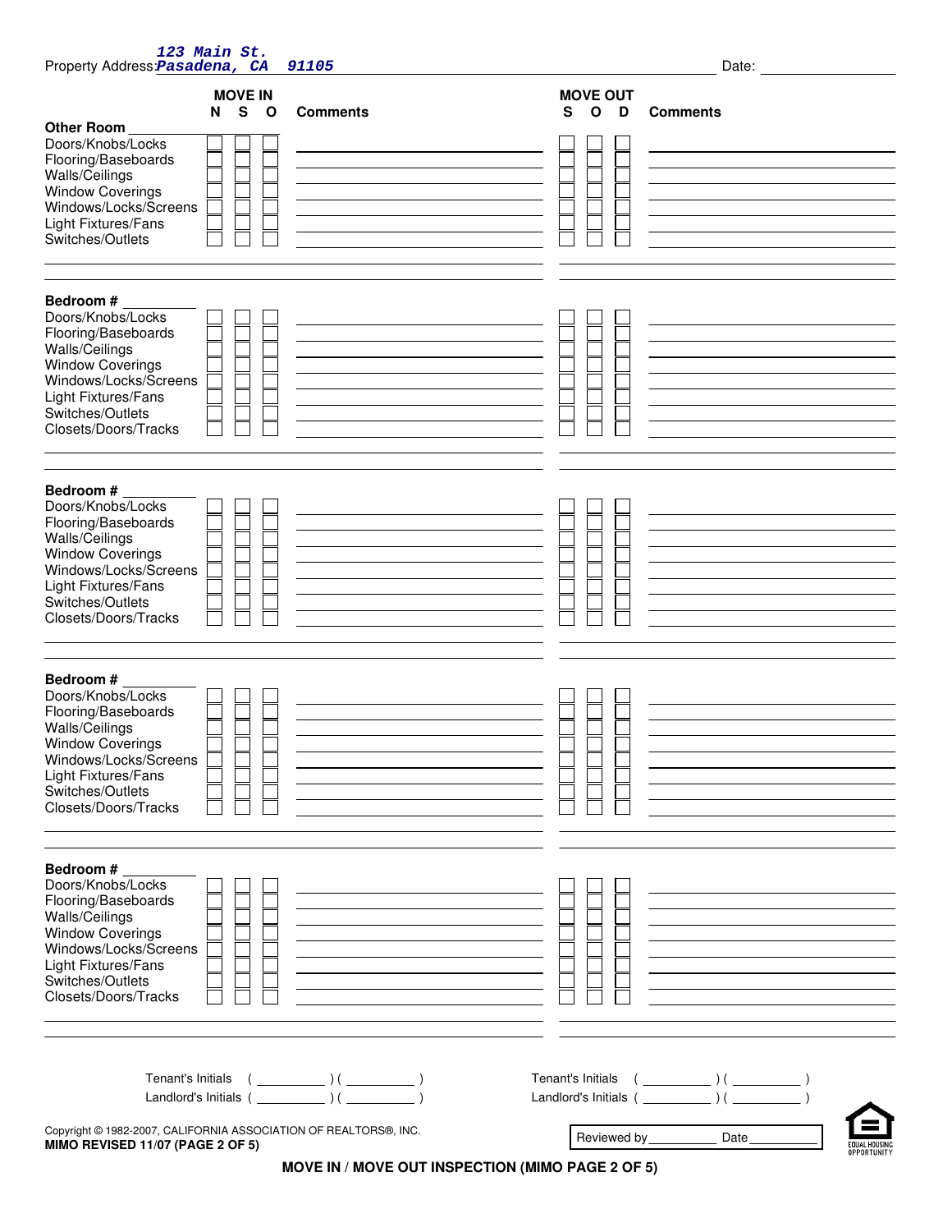Property Address: 123 Main St. Pasadena, CA 91105    Date: ____________

| | MOVE IN N | MOVE IN S | MOVE IN O | Comments | MOVE OUT S | MOVE OUT O | MOVE OUT D | Comments |
|---|---|---|---|---|---|---|---|---|
| **Other Room** ________ | | | | | | | | |
| Doors/Knobs/Locks | ☐ | ☐ | ☐ | | ☐ | ☐ | ☐ | |
| Flooring/Baseboards | ☐ | ☐ | ☐ | | ☐ | ☐ | ☐ | |
| Walls/Ceilings | ☐ | ☐ | ☐ | | ☐ | ☐ | ☐ | |
| Window Coverings | ☐ | ☐ | ☐ | | ☐ | ☐ | ☐ | |
| Windows/Locks/Screens | ☐ | ☐ | ☐ | | ☐ | ☐ | ☐ | |
| Light Fixtures/Fans | ☐ | ☐ | ☐ | | ☐ | ☐ | ☐ | |
| Switches/Outlets | ☐ | ☐ | ☐ | | ☐ | ☐ | ☐ | |
| **Bedroom #** ________ | | | | | | | | |
| Doors/Knobs/Locks | ☐ | ☐ | ☐ | | ☐ | ☐ | ☐ | |
| Flooring/Baseboards | ☐ | ☐ | ☐ | | ☐ | ☐ | ☐ | |
| Walls/Ceilings | ☐ | ☐ | ☐ | | ☐ | ☐ | ☐ | |
| Window Coverings | ☐ | ☐ | ☐ | | ☐ | ☐ | ☐ | |
| Windows/Locks/Screens | ☐ | ☐ | ☐ | | ☐ | ☐ | ☐ | |
| Light Fixtures/Fans | ☐ | ☐ | ☐ | | ☐ | ☐ | ☐ | |
| Switches/Outlets | ☐ | ☐ | ☐ | | ☐ | ☐ | ☐ | |
| Closets/Doors/Tracks | ☐ | ☐ | ☐ | | ☐ | ☐ | ☐ | |
| **Bedroom #** ________ | | | | | | | | |
| Doors/Knobs/Locks | ☐ | ☐ | ☐ | | ☐ | ☐ | ☐ | |
| Flooring/Baseboards | ☐ | ☐ | ☐ | | ☐ | ☐ | ☐ | |
| Walls/Ceilings | ☐ | ☐ | ☐ | | ☐ | ☐ | ☐ | |
| Window Coverings | ☐ | ☐ | ☐ | | ☐ | ☐ | ☐ | |
| Windows/Locks/Screens | ☐ | ☐ | ☐ | | ☐ | ☐ | ☐ | |
| Light Fixtures/Fans | ☐ | ☐ | ☐ | | ☐ | ☐ | ☐ | |
| Switches/Outlets | ☐ | ☐ | ☐ | | ☐ | ☐ | ☐ | |
| Closets/Doors/Tracks | ☐ | ☐ | ☐ | | ☐ | ☐ | ☐ | |
| **Bedroom #** ________ | | | | | | | | |
| Doors/Knobs/Locks | ☐ | ☐ | ☐ | | ☐ | ☐ | ☐ | |
| Flooring/Baseboards | ☐ | ☐ | ☐ | | ☐ | ☐ | ☐ | |
| Walls/Ceilings | ☐ | ☐ | ☐ | | ☐ | ☐ | ☐ | |
| Window Coverings | ☐ | ☐ | ☐ | | ☐ | ☐ | ☐ | |
| Windows/Locks/Screens | ☐ | ☐ | ☐ | | ☐ | ☐ | ☐ | |
| Light Fixtures/Fans | ☐ | ☐ | ☐ | | ☐ | ☐ | ☐ | |
| Switches/Outlets | ☐ | ☐ | ☐ | | ☐ | ☐ | ☐ | |
| Closets/Doors/Tracks | ☐ | ☐ | ☐ | | ☐ | ☐ | ☐ | |
| **Bedroom #** ________ | | | | | | | | |
| Doors/Knobs/Locks | ☐ | ☐ | ☐ | | ☐ | ☐ | ☐ | |
| Flooring/Baseboards | ☐ | ☐ | ☐ | | ☐ | ☐ | ☐ | |
| Walls/Ceilings | ☐ | ☐ | ☐ | | ☐ | ☐ | ☐ | |
| Window Coverings | ☐ | ☐ | ☐ | | ☐ | ☐ | ☐ | |
| Windows/Locks/Screens | ☐ | ☐ | ☐ | | ☐ | ☐ | ☐ | |
| Light Fixtures/Fans | ☐ | ☐ | ☐ | | ☐ | ☐ | ☐ | |
| Switches/Outlets | ☐ | ☐ | ☐ | | ☐ | ☐ | ☐ | |
| Closets/Doors/Tracks | ☐ | ☐ | ☐ | | ☐ | ☐ | ☐ | |

Tenant's Initials ( ________ ) ( ________ )    Tenant's Initials ( ________ ) ( ________ )

Landlord's Initials ( ________ ) ( ________ )    Landlord's Initials ( ________ ) ( ________ )

Copyright © 1982-2007, CALIFORNIA ASSOCIATION OF REALTORS®, INC.

**MIMO REVISED 11/07 (PAGE 2 OF 5)**

Reviewed by ________ Date ________

EQUAL HOUSING OPPORTUNITY

**MOVE IN / MOVE OUT INSPECTION (MIMO PAGE 2 OF 5)**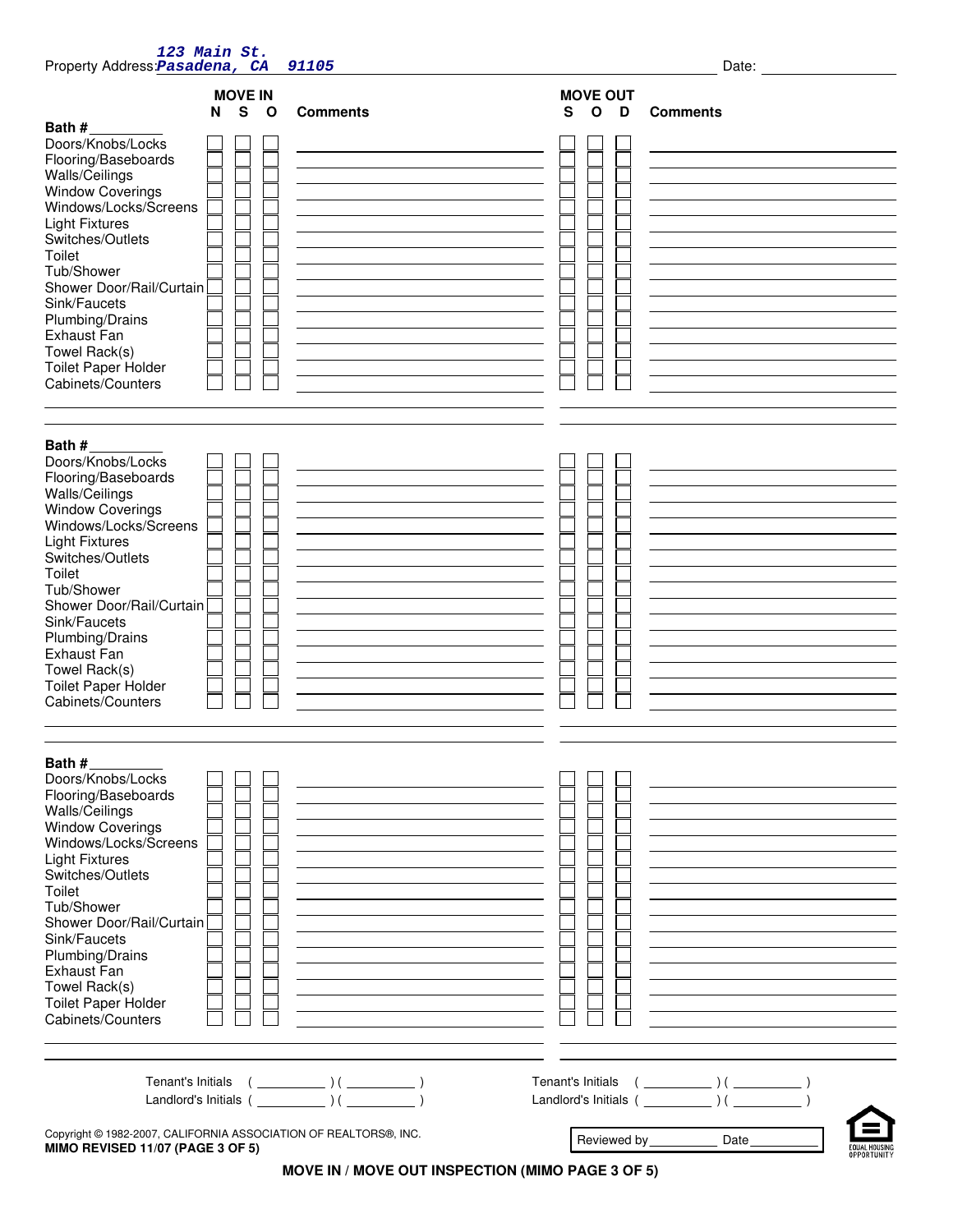Property Address: 123 Main St. Pasadena, CA 91105 Date: ____________

| | MOVE IN N | S | O | Comments | MOVE OUT S | O | D | Comments |
|---|---|---|---|---|---|---|---|---|
| **Bath #** ________ | | | | | | | | |
| Doors/Knobs/Locks | ☐ | ☐ | ☐ | | ☐ | ☐ | ☐ | |
| Flooring/Baseboards | ☐ | ☐ | ☐ | | ☐ | ☐ | ☐ | |
| Walls/Ceilings | ☐ | ☐ | ☐ | | ☐ | ☐ | ☐ | |
| Window Coverings | ☐ | ☐ | ☐ | | ☐ | ☐ | ☐ | |
| Windows/Locks/Screens | ☐ | ☐ | ☐ | | ☐ | ☐ | ☐ | |
| Light Fixtures | ☐ | ☐ | ☐ | | ☐ | ☐ | ☐ | |
| Switches/Outlets | ☐ | ☐ | ☐ | | ☐ | ☐ | ☐ | |
| Toilet | ☐ | ☐ | ☐ | | ☐ | ☐ | ☐ | |
| Tub/Shower | ☐ | ☐ | ☐ | | ☐ | ☐ | ☐ | |
| Shower Door/Rail/Curtain | ☐ | ☐ | ☐ | | ☐ | ☐ | ☐ | |
| Sink/Faucets | ☐ | ☐ | ☐ | | ☐ | ☐ | ☐ | |
| Plumbing/Drains | ☐ | ☐ | ☐ | | ☐ | ☐ | ☐ | |
| Exhaust Fan | ☐ | ☐ | ☐ | | ☐ | ☐ | ☐ | |
| Towel Rack(s) | ☐ | ☐ | ☐ | | ☐ | ☐ | ☐ | |
| Toilet Paper Holder | ☐ | ☐ | ☐ | | ☐ | ☐ | ☐ | |
| Cabinets/Counters | ☐ | ☐ | ☐ | | ☐ | ☐ | ☐ | |
| **Bath #** ________ | | | | | | | | |
| Doors/Knobs/Locks | ☐ | ☐ | ☐ | | ☐ | ☐ | ☐ | |
| Flooring/Baseboards | ☐ | ☐ | ☐ | | ☐ | ☐ | ☐ | |
| Walls/Ceilings | ☐ | ☐ | ☐ | | ☐ | ☐ | ☐ | |
| Window Coverings | ☐ | ☐ | ☐ | | ☐ | ☐ | ☐ | |
| Windows/Locks/Screens | ☐ | ☐ | ☐ | | ☐ | ☐ | ☐ | |
| Light Fixtures | ☐ | ☐ | ☐ | | ☐ | ☐ | ☐ | |
| Switches/Outlets | ☐ | ☐ | ☐ | | ☐ | ☐ | ☐ | |
| Toilet | ☐ | ☐ | ☐ | | ☐ | ☐ | ☐ | |
| Tub/Shower | ☐ | ☐ | ☐ | | ☐ | ☐ | ☐ | |
| Shower Door/Rail/Curtain | ☐ | ☐ | ☐ | | ☐ | ☐ | ☐ | |
| Sink/Faucets | ☐ | ☐ | ☐ | | ☐ | ☐ | ☐ | |
| Plumbing/Drains | ☐ | ☐ | ☐ | | ☐ | ☐ | ☐ | |
| Exhaust Fan | ☐ | ☐ | ☐ | | ☐ | ☐ | ☐ | |
| Towel Rack(s) | ☐ | ☐ | ☐ | | ☐ | ☐ | ☐ | |
| Toilet Paper Holder | ☐ | ☐ | ☐ | | ☐ | ☐ | ☐ | |
| Cabinets/Counters | ☐ | ☐ | ☐ | | ☐ | ☐ | ☐ | |
| **Bath #** ________ | | | | | | | | |
| Doors/Knobs/Locks | ☐ | ☐ | ☐ | | ☐ | ☐ | ☐ | |
| Flooring/Baseboards | ☐ | ☐ | ☐ | | ☐ | ☐ | ☐ | |
| Walls/Ceilings | ☐ | ☐ | ☐ | | ☐ | ☐ | ☐ | |
| Window Coverings | ☐ | ☐ | ☐ | | ☐ | ☐ | ☐ | |
| Windows/Locks/Screens | ☐ | ☐ | ☐ | | ☐ | ☐ | ☐ | |
| Light Fixtures | ☐ | ☐ | ☐ | | ☐ | ☐ | ☐ | |
| Switches/Outlets | ☐ | ☐ | ☐ | | ☐ | ☐ | ☐ | |
| Toilet | ☐ | ☐ | ☐ | | ☐ | ☐ | ☐ | |
| Tub/Shower | ☐ | ☐ | ☐ | | ☐ | ☐ | ☐ | |
| Shower Door/Rail/Curtain | ☐ | ☐ | ☐ | | ☐ | ☐ | ☐ | |
| Sink/Faucets | ☐ | ☐ | ☐ | | ☐ | ☐ | ☐ | |
| Plumbing/Drains | ☐ | ☐ | ☐ | | ☐ | ☐ | ☐ | |
| Exhaust Fan | ☐ | ☐ | ☐ | | ☐ | ☐ | ☐ | |
| Towel Rack(s) | ☐ | ☐ | ☐ | | ☐ | ☐ | ☐ | |
| Toilet Paper Holder | ☐ | ☐ | ☐ | | ☐ | ☐ | ☐ | |
| Cabinets/Counters | ☐ | ☐ | ☐ | | ☐ | ☐ | ☐ | |

Tenant's Initials ( ________ ) ( ________ )  Tenant's Initials ( ________ ) ( ________ )

Landlord's Initials ( ________ ) ( ________ )  Landlord's Initials ( ________ ) ( ________ )

Copyright © 1982-2007, CALIFORNIA ASSOCIATION OF REALTORS®, INC.
**MIMO REVISED 11/07 (PAGE 3 OF 5)**

Reviewed by ________ Date ________

EQUAL HOUSING OPPORTUNITY

**MOVE IN / MOVE OUT INSPECTION (MIMO PAGE 3 OF 5)**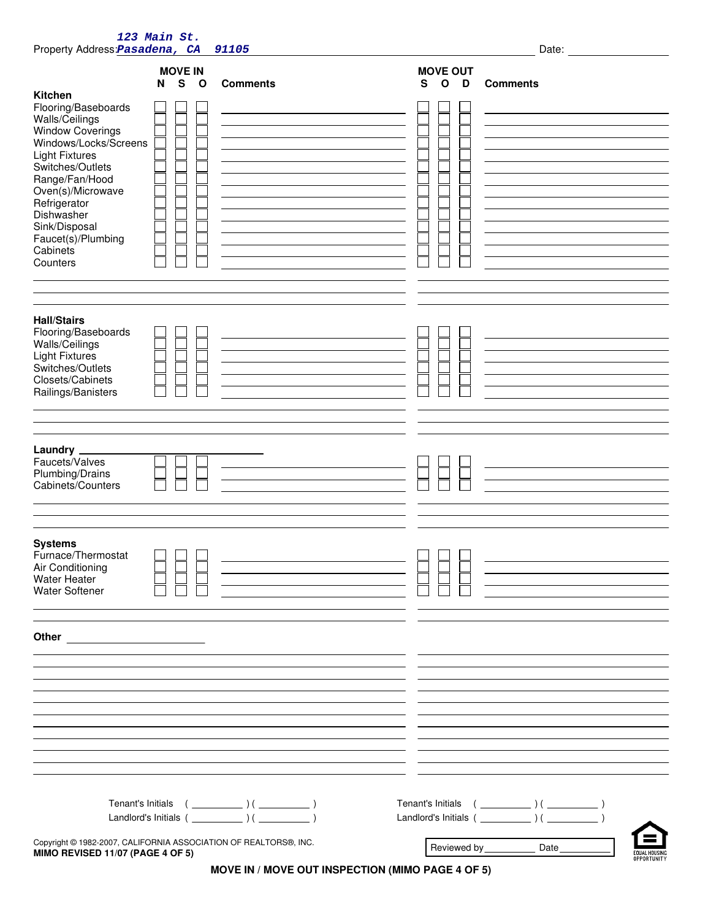Property Address: 123 Main St. Pasadena, CA 91105 Date: ______________

| | MOVE IN N | S | O | Comments | MOVE OUT S | O | D | Comments |
|---|---|---|---|---|---|---|---|---|
| **Kitchen** | | | | | | | | |
| Flooring/Baseboards | ☐ | ☐ | ☐ | | ☐ | ☐ | ☐ | |
| Walls/Ceilings | ☐ | ☐ | ☐ | | ☐ | ☐ | ☐ | |
| Window Coverings | ☐ | ☐ | ☐ | | ☐ | ☐ | ☐ | |
| Windows/Locks/Screens | ☐ | ☐ | ☐ | | ☐ | ☐ | ☐ | |
| Light Fixtures | ☐ | ☐ | ☐ | | ☐ | ☐ | ☐ | |
| Switches/Outlets | ☐ | ☐ | ☐ | | ☐ | ☐ | ☐ | |
| Range/Fan/Hood | ☐ | ☐ | ☐ | | ☐ | ☐ | ☐ | |
| Oven(s)/Microwave | ☐ | ☐ | ☐ | | ☐ | ☐ | ☐ | |
| Refrigerator | ☐ | ☐ | ☐ | | ☐ | ☐ | ☐ | |
| Dishwasher | ☐ | ☐ | ☐ | | ☐ | ☐ | ☐ | |
| Sink/Disposal | ☐ | ☐ | ☐ | | ☐ | ☐ | ☐ | |
| Faucet(s)/Plumbing | ☐ | ☐ | ☐ | | ☐ | ☐ | ☐ | |
| Cabinets | ☐ | ☐ | ☐ | | ☐ | ☐ | ☐ | |
| Counters | ☐ | ☐ | ☐ | | ☐ | ☐ | ☐ | |
| **Hall/Stairs** | | | | | | | | |
| Flooring/Baseboards | ☐ | ☐ | ☐ | | ☐ | ☐ | ☐ | |
| Walls/Ceilings | ☐ | ☐ | ☐ | | ☐ | ☐ | ☐ | |
| Light Fixtures | ☐ | ☐ | ☐ | | ☐ | ☐ | ☐ | |
| Switches/Outlets | ☐ | ☐ | ☐ | | ☐ | ☐ | ☐ | |
| Closets/Cabinets | ☐ | ☐ | ☐ | | ☐ | ☐ | ☐ | |
| Railings/Banisters | ☐ | ☐ | ☐ | | ☐ | ☐ | ☐ | |
| **Laundry** ______________ | | | | | | | | |
| Faucets/Valves | ☐ | ☐ | ☐ | | ☐ | ☐ | ☐ | |
| Plumbing/Drains | ☐ | ☐ | ☐ | | ☐ | ☐ | ☐ | |
| Cabinets/Counters | ☐ | ☐ | ☐ | | ☐ | ☐ | ☐ | |
| **Systems** | | | | | | | | |
| Furnace/Thermostat | ☐ | ☐ | ☐ | | ☐ | ☐ | ☐ | |
| Air Conditioning | ☐ | ☐ | ☐ | | ☐ | ☐ | ☐ | |
| Water Heater | ☐ | ☐ | ☐ | | ☐ | ☐ | ☐ | |
| Water Softener | ☐ | ☐ | ☐ | | ☐ | ☐ | ☐ | |

**Other** ______________

Tenant's Initials ( ________ ) ( ________ )
Landlord's Initials ( ________ ) ( ________ )

Tenant's Initials ( ________ ) ( ________ )
Landlord's Initials ( ________ ) ( ________ )

Copyright © 1982-2007, CALIFORNIA ASSOCIATION OF REALTORS®, INC.
**MIMO REVISED 11/07 (PAGE 4 OF 5)**

Reviewed by ________ Date ________

EQUAL HOUSING OPPORTUNITY

**MOVE IN / MOVE OUT INSPECTION (MIMO PAGE 4 OF 5)**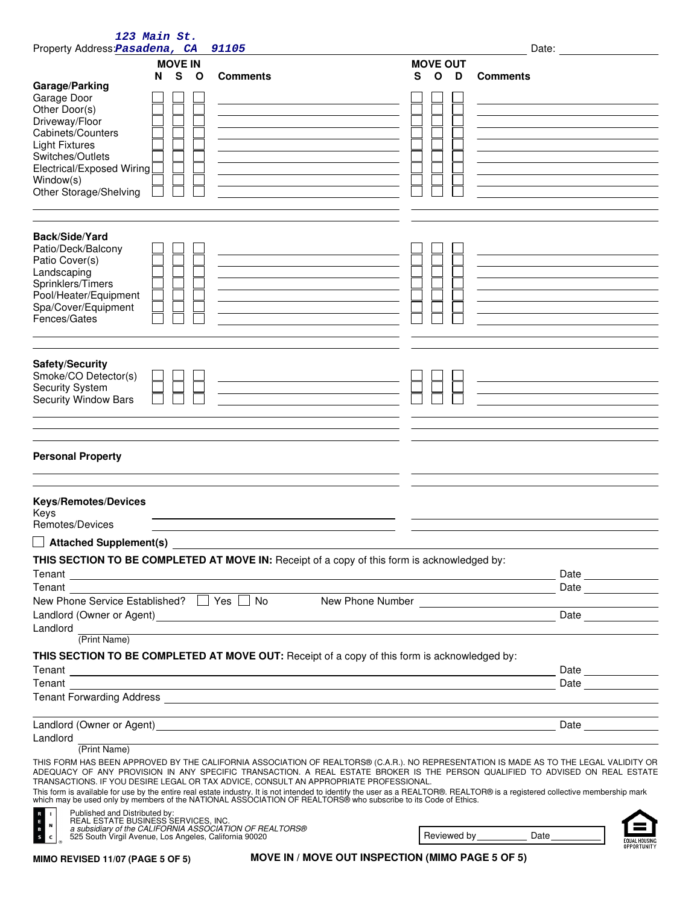Property Address: 123 Main St. Pasadena, CA 91105 Date: ____________

| | MOVE IN N | S | O | Comments | MOVE OUT S | O | D | Comments |
|---|---|---|---|---|---|---|---|---|
| **Garage/Parking** | | | | | | | | |
| Garage Door | ☐ | ☐ | ☐ | | ☐ | ☐ | ☐ | |
| Other Door(s) | ☐ | ☐ | ☐ | | ☐ | ☐ | ☐ | |
| Driveway/Floor | ☐ | ☐ | ☐ | | ☐ | ☐ | ☐ | |
| Cabinets/Counters | ☐ | ☐ | ☐ | | ☐ | ☐ | ☐ | |
| Light Fixtures | ☐ | ☐ | ☐ | | ☐ | ☐ | ☐ | |
| Switches/Outlets | ☐ | ☐ | ☐ | | ☐ | ☐ | ☐ | |
| Electrical/Exposed Wiring | ☐ | ☐ | ☐ | | ☐ | ☐ | ☐ | |
| Window(s) | ☐ | ☐ | ☐ | | ☐ | ☐ | ☐ | |
| Other Storage/Shelving | ☐ | ☐ | ☐ | | ☐ | ☐ | ☐ | |
| **Back/Side/Yard** | | | | | | | | |
| Patio/Deck/Balcony | ☐ | ☐ | ☐ | | ☐ | ☐ | ☐ | |
| Patio Cover(s) | ☐ | ☐ | ☐ | | ☐ | ☐ | ☐ | |
| Landscaping | ☐ | ☐ | ☐ | | ☐ | ☐ | ☐ | |
| Sprinklers/Timers | ☐ | ☐ | ☐ | | ☐ | ☐ | ☐ | |
| Pool/Heater/Equipment | ☐ | ☐ | ☐ | | ☐ | ☐ | ☐ | |
| Spa/Cover/Equipment | ☐ | ☐ | ☐ | | ☐ | ☐ | ☐ | |
| Fences/Gates | ☐ | ☐ | ☐ | | ☐ | ☐ | ☐ | |
| **Safety/Security** | | | | | | | | |
| Smoke/CO Detector(s) | ☐ | ☐ | ☐ | | ☐ | ☐ | ☐ | |
| Security System | ☐ | ☐ | ☐ | | ☐ | ☐ | ☐ | |
| Security Window Bars | ☐ | ☐ | ☐ | | ☐ | ☐ | ☐ | |

**Personal Property**

______________________________________________

**Keys/Remotes/Devices**

Keys ______________________________________________

Remotes/Devices ______________________________________________

☐ **Attached Supplement(s)** ______________________________________________

**THIS SECTION TO BE COMPLETED AT MOVE IN:** Receipt of a copy of this form is acknowledged by:

Tenant ______________________________________________ Date ____________

Tenant ______________________________________________ Date ____________

New Phone Service Established? ☐ Yes ☐ No New Phone Number ______________________

Landlord (Owner or Agent) ______________________________________________ Date ____________

Landlord ______________________________________________
(Print Name)

**THIS SECTION TO BE COMPLETED AT MOVE OUT:** Receipt of a copy of this form is acknowledged by:

Tenant ______________________________________________ Date ____________

Tenant ______________________________________________ Date ____________

Tenant Forwarding Address ______________________________________________

Landlord (Owner or Agent) ______________________________________________ Date ____________

Landlord ______________________________________________
(Print Name)

THIS FORM HAS BEEN APPROVED BY THE CALIFORNIA ASSOCIATION OF REALTORS® (C.A.R.). NO REPRESENTATION IS MADE AS TO THE LEGAL VALIDITY OR ADEQUACY OF ANY PROVISION IN ANY SPECIFIC TRANSACTION. A REAL ESTATE BROKER IS THE PERSON QUALIFIED TO ADVISED ON REAL ESTATE TRANSACTIONS. IF YOU DESIRE LEGAL OR TAX ADVICE, CONSULT AN APPROPRIATE PROFESSIONAL.

This form is available for use by the entire real estate industry. It is not intended to identify the user as a REALTOR®. REALTOR® is a registered collective membership mark which may be used only by members of the NATIONAL ASSOCIATION OF REALTORS® who subscribe to its Code of Ethics.

Published and Distributed by:
REAL ESTATE BUSINESS SERVICES, INC.
*a subsidiary of the CALIFORNIA ASSOCIATION OF REALTORS®*
525 South Virgil Avenue, Los Angeles, California 90020

Reviewed by __________ Date __________

EQUAL HOUSING OPPORTUNITY

MIMO REVISED 11/07 (PAGE 5 OF 5)

**MOVE IN / MOVE OUT INSPECTION (MIMO PAGE 5 OF 5)**